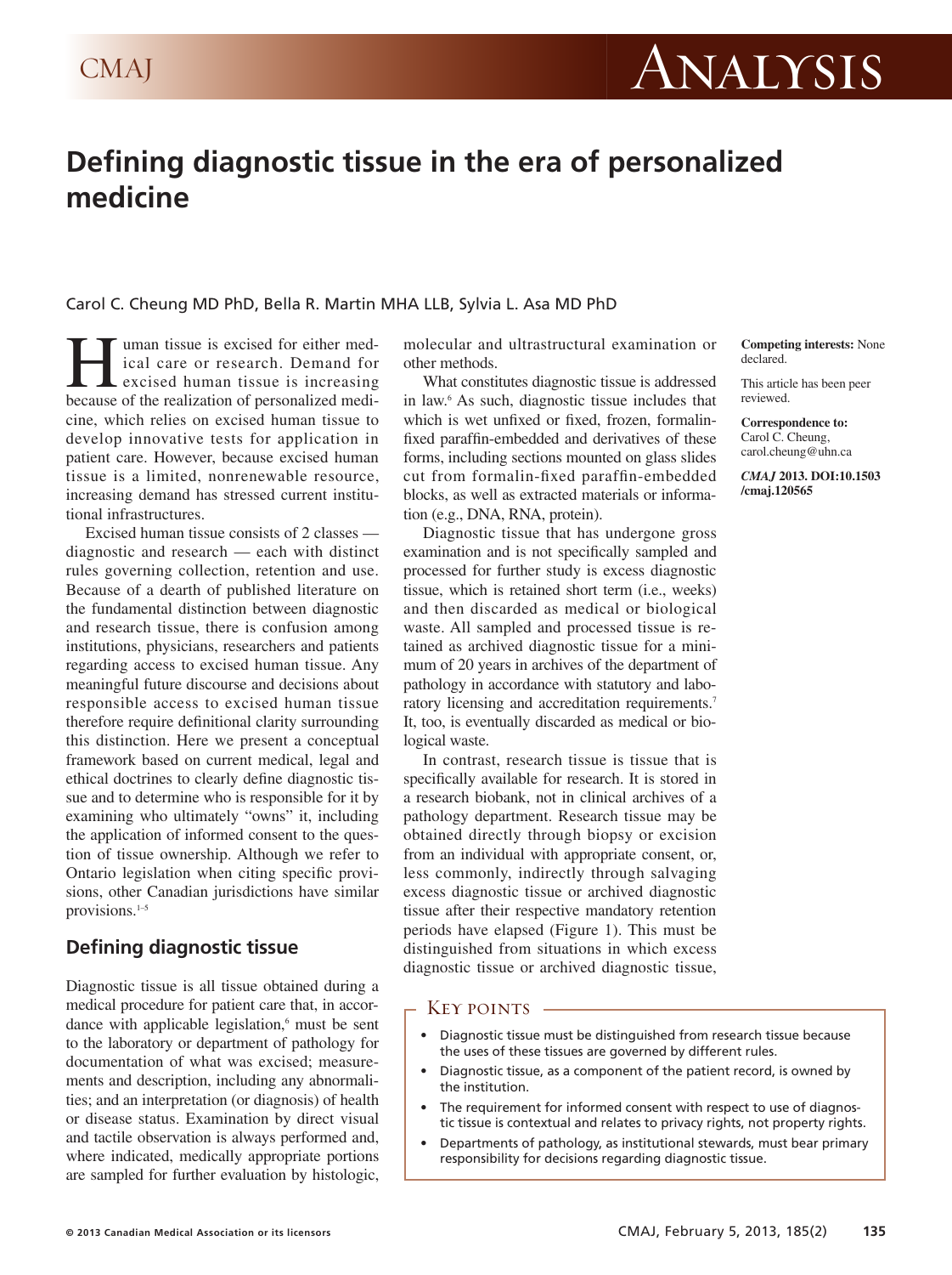# Defining diagnostic tissue in the era of personalized medicine

Carol C. Cheung MD PhD, Bella R. Martin MHA LLB, Sylvia L. Asa MD PhD

**Competing interests:** None declared.

This article has been peer reviewed.

**Correspondence to:** Carol C. Cheung, carol.cheung@uhn.ca

***CMAJ* 2013. DOI:10.1503/cmaj.120565**

Human tissue is excised for either medical care or research. Demand for excised human tissue is increasing because of the realization of personalized medicine, which relies on excised human tissue to develop innovative tests for application in patient care. However, because excised human tissue is a limited, nonrenewable resource, increasing demand has stressed current institutional infrastructures.

Excised human tissue consists of 2 classes — diagnostic and research — each with distinct rules governing collection, retention and use. Because of a dearth of published literature on the fundamental distinction between diagnostic and research tissue, there is confusion among institutions, physicians, researchers and patients regarding access to excised human tissue. Any meaningful future discourse and decisions about responsible access to excised human tissue therefore require definitional clarity surrounding this distinction. Here we present a conceptual framework based on current medical, legal and ethical doctrines to clearly define diagnostic tissue and to determine who is responsible for it by examining who ultimately "owns" it, including the application of informed consent to the question of tissue ownership. Although we refer to Ontario legislation when citing specific provisions, other Canadian jurisdictions have similar provisions.[1–5]

## Defining diagnostic tissue

Diagnostic tissue is all tissue obtained during a medical procedure for patient care that, in accordance with applicable legislation,[6] must be sent to the laboratory or department of pathology for documentation of what was excised; measurements and description, including any abnormalities; and an interpretation (or diagnosis) of health or disease status. Examination by direct visual and tactile observation is always performed and, where indicated, medically appropriate portions are sampled for further evaluation by histologic, molecular and ultrastructural examination or other methods.

What constitutes diagnostic tissue is addressed in law.[6] As such, diagnostic tissue includes that which is wet unfixed or fixed, frozen, formalin-fixed paraffin-embedded and derivatives of these forms, including sections mounted on glass slides cut from formalin-fixed paraffin-embedded blocks, as well as extracted materials or information (e.g., DNA, RNA, protein).

Diagnostic tissue that has undergone gross examination and is not specifically sampled and processed for further study is excess diagnostic tissue, which is retained short term (i.e., weeks) and then discarded as medical or biological waste. All sampled and processed tissue is retained as archived diagnostic tissue for a minimum of 20 years in archives of the department of pathology in accordance with statutory and laboratory licensing and accreditation requirements.[7] It, too, is eventually discarded as medical or biological waste.

In contrast, research tissue is tissue that is specifically available for research. It is stored in a research biobank, not in clinical archives of a pathology department. Research tissue may be obtained directly through biopsy or excision from an individual with appropriate consent, or, less commonly, indirectly through salvaging excess diagnostic tissue or archived diagnostic tissue after their respective mandatory retention periods have elapsed (Figure 1). This must be distinguished from situations in which excess diagnostic tissue or archived diagnostic tissue,

### Key points

- Diagnostic tissue must be distinguished from research tissue because the uses of these tissues are governed by different rules.
- Diagnostic tissue, as a component of the patient record, is owned by the institution.
- The requirement for informed consent with respect to use of diagnostic tissue is contextual and relates to privacy rights, not property rights.
- Departments of pathology, as institutional stewards, must bear primary responsibility for decisions regarding diagnostic tissue.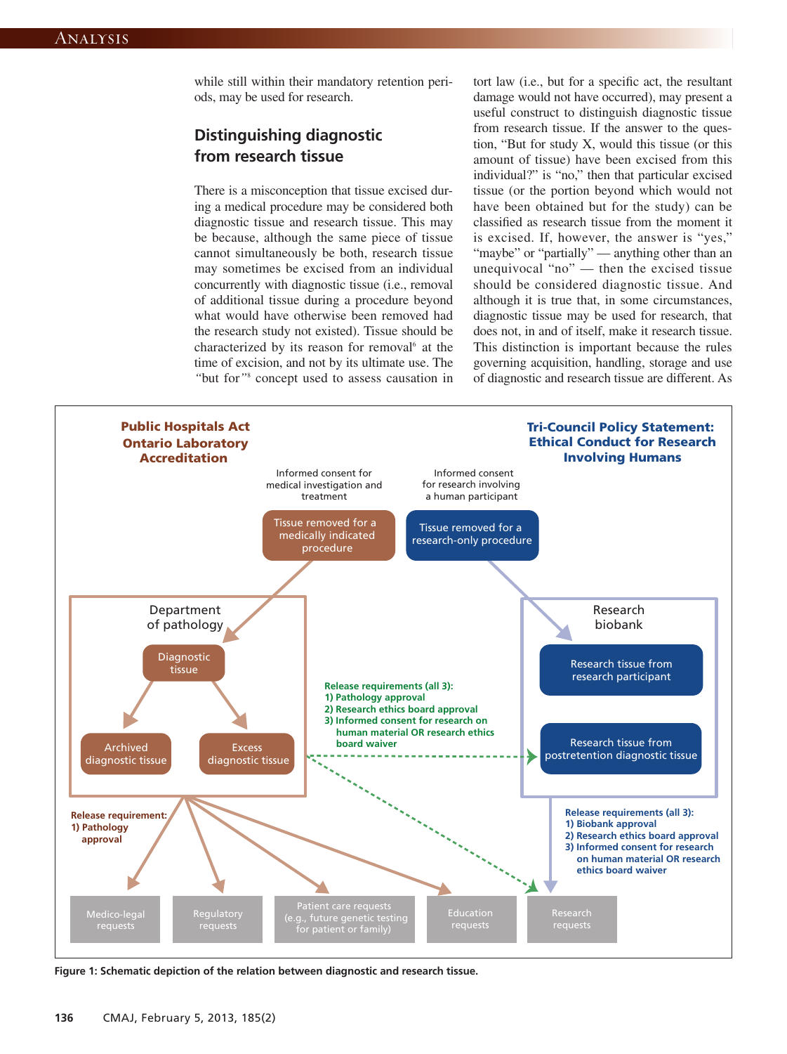while still within their mandatory retention periods, may be used for research.

## Distinguishing diagnostic from research tissue

There is a misconception that tissue excised during a medical procedure may be considered both diagnostic tissue and research tissue. This may be because, although the same piece of tissue cannot simultaneously be both, research tissue may sometimes be excised from an individual concurrently with diagnostic tissue (i.e., removal of additional tissue during a procedure beyond what would have otherwise been removed had the research study not existed). Tissue should be characterized by its reason for removal[6] at the time of excision, and not by its ultimate use. The *"but for"*[8] concept used to assess causation in tort law (i.e., but for a specific act, the resultant damage would not have occurred), may present a useful construct to distinguish diagnostic tissue from research tissue. If the answer to the question, "But for study X, would this tissue (or this amount of tissue) have been excised from this individual?" is "no," then that particular excised tissue (or the portion beyond which would not have been obtained but for the study) can be classified as research tissue from the moment it is excised. If, however, the answer is "yes," "maybe" or "partially" — anything other than an unequivocal "no" — then the excised tissue should be considered diagnostic tissue. And although it is true that, in some circumstances, diagnostic tissue may be used for research, that does not, in and of itself, make it research tissue. This distinction is important because the rules governing acquisition, handling, storage and use of diagnostic and research tissue are different. As

**Public Hospitals Act**
**Ontario Laboratory Accreditation**

**Tri-Council Policy Statement: Ethical Conduct for Research Involving Humans**

Informed consent for medical investigation and treatment

Informed consent for research involving a human participant

Tissue removed for a medically indicated procedure

Tissue removed for a research-only procedure

Department of pathology

Diagnostic tissue

Archived diagnostic tissue

Excess diagnostic tissue

Research biobank

Research tissue from research participant

Research tissue from postretention diagnostic tissue

**Release requirements (all 3):**
**1) Pathology approval**
**2) Research ethics board approval**
**3) Informed consent for research on human material OR research ethics board waiver**

**Release requirement:**
**1) Pathology approval**

**Release requirements (all 3):**
**1) Biobank approval**
**2) Research ethics board approval**
**3) Informed consent for research on human material OR research ethics board waiver**

Medico-legal requests

Regulatory requests

Patient care requests (e.g., future genetic testing for patient or family)

Education requests

Research requests

**Figure 1: Schematic depiction of the relation between diagnostic and research tissue.**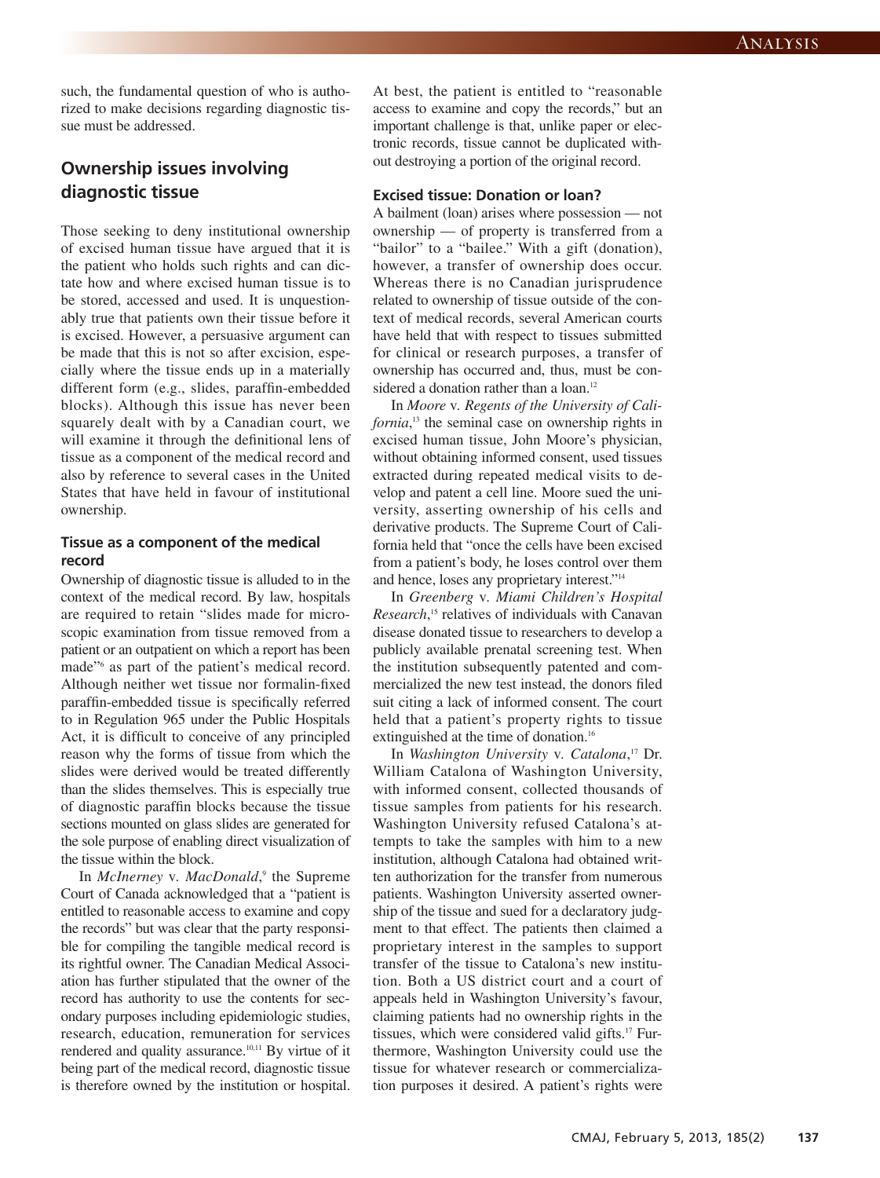such, the fundamental question of who is authorized to make decisions regarding diagnostic tissue must be addressed.

## Ownership issues involving diagnostic tissue

Those seeking to deny institutional ownership of excised human tissue have argued that it is the patient who holds such rights and can dictate how and where excised human tissue is to be stored, accessed and used. It is unquestionably true that patients own their tissue before it is excised. However, a persuasive argument can be made that this is not so after excision, especially where the tissue ends up in a materially different form (e.g., slides, paraffin-embedded blocks). Although this issue has never been squarely dealt with by a Canadian court, we will examine it through the definitional lens of tissue as a component of the medical record and also by reference to several cases in the United States that have held in favour of institutional ownership.

### Tissue as a component of the medical record

Ownership of diagnostic tissue is alluded to in the context of the medical record. By law, hospitals are required to retain "slides made for microscopic examination from tissue removed from a patient or an outpatient on which a report has been made"[6] as part of the patient's medical record. Although neither wet tissue nor formalin-fixed paraffin-embedded tissue is specifically referred to in Regulation 965 under the Public Hospitals Act, it is difficult to conceive of any principled reason why the forms of tissue from which the slides were derived would be treated differently than the slides themselves. This is especially true of diagnostic paraffin blocks because the tissue sections mounted on glass slides are generated for the sole purpose of enabling direct visualization of the tissue within the block.

In *McInerney* v. *MacDonald*,[9] the Supreme Court of Canada acknowledged that a "patient is entitled to reasonable access to examine and copy the records" but was clear that the party responsible for compiling the tangible medical record is its rightful owner. The Canadian Medical Association has further stipulated that the owner of the record has authority to use the contents for secondary purposes including epidemiologic studies, research, education, remuneration for services rendered and quality assurance.[10,11] By virtue of it being part of the medical record, diagnostic tissue is therefore owned by the institution or hospital. At best, the patient is entitled to "reasonable access to examine and copy the records," but an important challenge is that, unlike paper or electronic records, tissue cannot be duplicated without destroying a portion of the original record.

### Excised tissue: Donation or loan?

A bailment (loan) arises where possession — not ownership — of property is transferred from a "bailor" to a "bailee." With a gift (donation), however, a transfer of ownership does occur. Whereas there is no Canadian jurisprudence related to ownership of tissue outside of the context of medical records, several American courts have held that with respect to tissues submitted for clinical or research purposes, a transfer of ownership has occurred and, thus, must be considered a donation rather than a loan.[12]

In *Moore* v. *Regents of the University of California*,[13] the seminal case on ownership rights in excised human tissue, John Moore's physician, without obtaining informed consent, used tissues extracted during repeated medical visits to develop and patent a cell line. Moore sued the university, asserting ownership of his cells and derivative products. The Supreme Court of California held that "once the cells have been excised from a patient's body, he loses control over them and hence, loses any proprietary interest."[14]

In *Greenberg* v. *Miami Children's Hospital Research*,[15] relatives of individuals with Canavan disease donated tissue to researchers to develop a publicly available prenatal screening test. When the institution subsequently patented and commercialized the new test instead, the donors filed suit citing a lack of informed consent. The court held that a patient's property rights to tissue extinguished at the time of donation.[16]

In *Washington University* v. *Catalona*,[17] Dr. William Catalona of Washington University, with informed consent, collected thousands of tissue samples from patients for his research. Washington University refused Catalona's attempts to take the samples with him to a new institution, although Catalona had obtained written authorization for the transfer from numerous patients. Washington University asserted ownership of the tissue and sued for a declaratory judgment to that effect. The patients then claimed a proprietary interest in the samples to support transfer of the tissue to Catalona's new institution. Both a US district court and a court of appeals held in Washington University's favour, claiming patients had no ownership rights in the tissues, which were considered valid gifts.[17] Furthermore, Washington University could use the tissue for whatever research or commercialization purposes it desired. A patient's rights were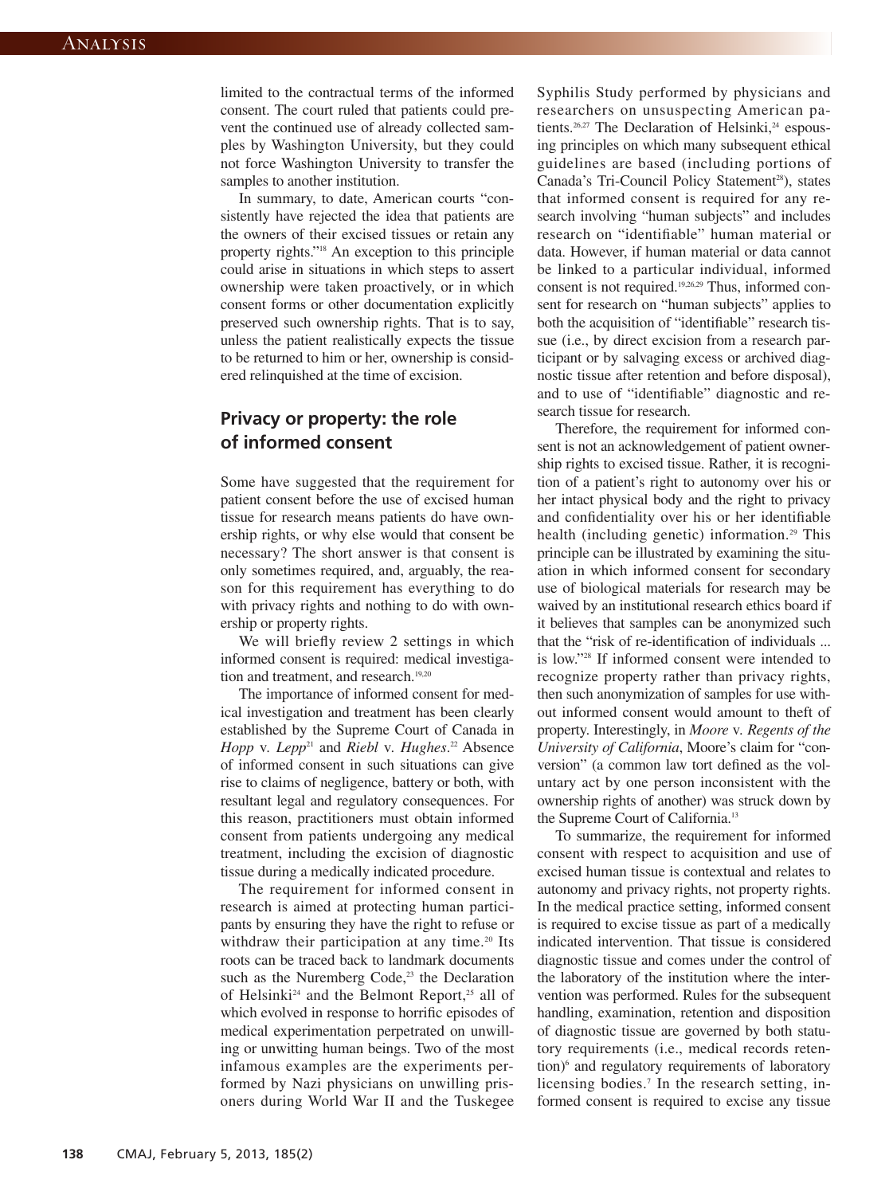limited to the contractual terms of the informed consent. The court ruled that patients could prevent the continued use of already collected samples by Washington University, but they could not force Washington University to transfer the samples to another institution.

In summary, to date, American courts "consistently have rejected the idea that patients are the owners of their excised tissues or retain any property rights."[18] An exception to this principle could arise in situations in which steps to assert ownership were taken proactively, or in which consent forms or other documentation explicitly preserved such ownership rights. That is to say, unless the patient realistically expects the tissue to be returned to him or her, ownership is considered relinquished at the time of excision.

## Privacy or property: the role of informed consent

Some have suggested that the requirement for patient consent before the use of excised human tissue for research means patients do have ownership rights, or why else would that consent be necessary? The short answer is that consent is only sometimes required, and, arguably, the reason for this requirement has everything to do with privacy rights and nothing to do with ownership or property rights.

We will briefly review 2 settings in which informed consent is required: medical investigation and treatment, and research.[19,20]

The importance of informed consent for medical investigation and treatment has been clearly established by the Supreme Court of Canada in *Hopp* v. *Lepp*[21] and *Riebl* v. *Hughes*.[22] Absence of informed consent in such situations can give rise to claims of negligence, battery or both, with resultant legal and regulatory consequences. For this reason, practitioners must obtain informed consent from patients undergoing any medical treatment, including the excision of diagnostic tissue during a medically indicated procedure.

The requirement for informed consent in research is aimed at protecting human participants by ensuring they have the right to refuse or withdraw their participation at any time.[20] Its roots can be traced back to landmark documents such as the Nuremberg Code,[23] the Declaration of Helsinki[24] and the Belmont Report,[25] all of which evolved in response to horrific episodes of medical experimentation perpetrated on unwilling or unwitting human beings. Two of the most infamous examples are the experiments performed by Nazi physicians on unwilling prisoners during World War II and the Tuskegee Syphilis Study performed by physicians and researchers on unsuspecting American patients.[26,27] The Declaration of Helsinki,[24] espousing principles on which many subsequent ethical guidelines are based (including portions of Canada's Tri-Council Policy Statement[28]), states that informed consent is required for any research involving "human subjects" and includes research on "identifiable" human material or data. However, if human material or data cannot be linked to a particular individual, informed consent is not required.[19,26,29] Thus, informed consent for research on "human subjects" applies to both the acquisition of "identifiable" research tissue (i.e., by direct excision from a research participant or by salvaging excess or archived diagnostic tissue after retention and before disposal), and to use of "identifiable" diagnostic and research tissue for research.

Therefore, the requirement for informed consent is not an acknowledgement of patient ownership rights to excised tissue. Rather, it is recognition of a patient's right to autonomy over his or her intact physical body and the right to privacy and confidentiality over his or her identifiable health (including genetic) information.[29] This principle can be illustrated by examining the situation in which informed consent for secondary use of biological materials for research may be waived by an institutional research ethics board if it believes that samples can be anonymized such that the "risk of re-identification of individuals ... is low."[28] If informed consent were intended to recognize property rather than privacy rights, then such anonymization of samples for use without informed consent would amount to theft of property. Interestingly, in *Moore* v. *Regents of the University of California*, Moore's claim for "conversion" (a common law tort defined as the voluntary act by one person inconsistent with the ownership rights of another) was struck down by the Supreme Court of California.[13]

To summarize, the requirement for informed consent with respect to acquisition and use of excised human tissue is contextual and relates to autonomy and privacy rights, not property rights. In the medical practice setting, informed consent is required to excise tissue as part of a medically indicated intervention. That tissue is considered diagnostic tissue and comes under the control of the laboratory of the institution where the intervention was performed. Rules for the subsequent handling, examination, retention and disposition of diagnostic tissue are governed by both statutory requirements (i.e., medical records retention)[6] and regulatory requirements of laboratory licensing bodies.[7] In the research setting, informed consent is required to excise any tissue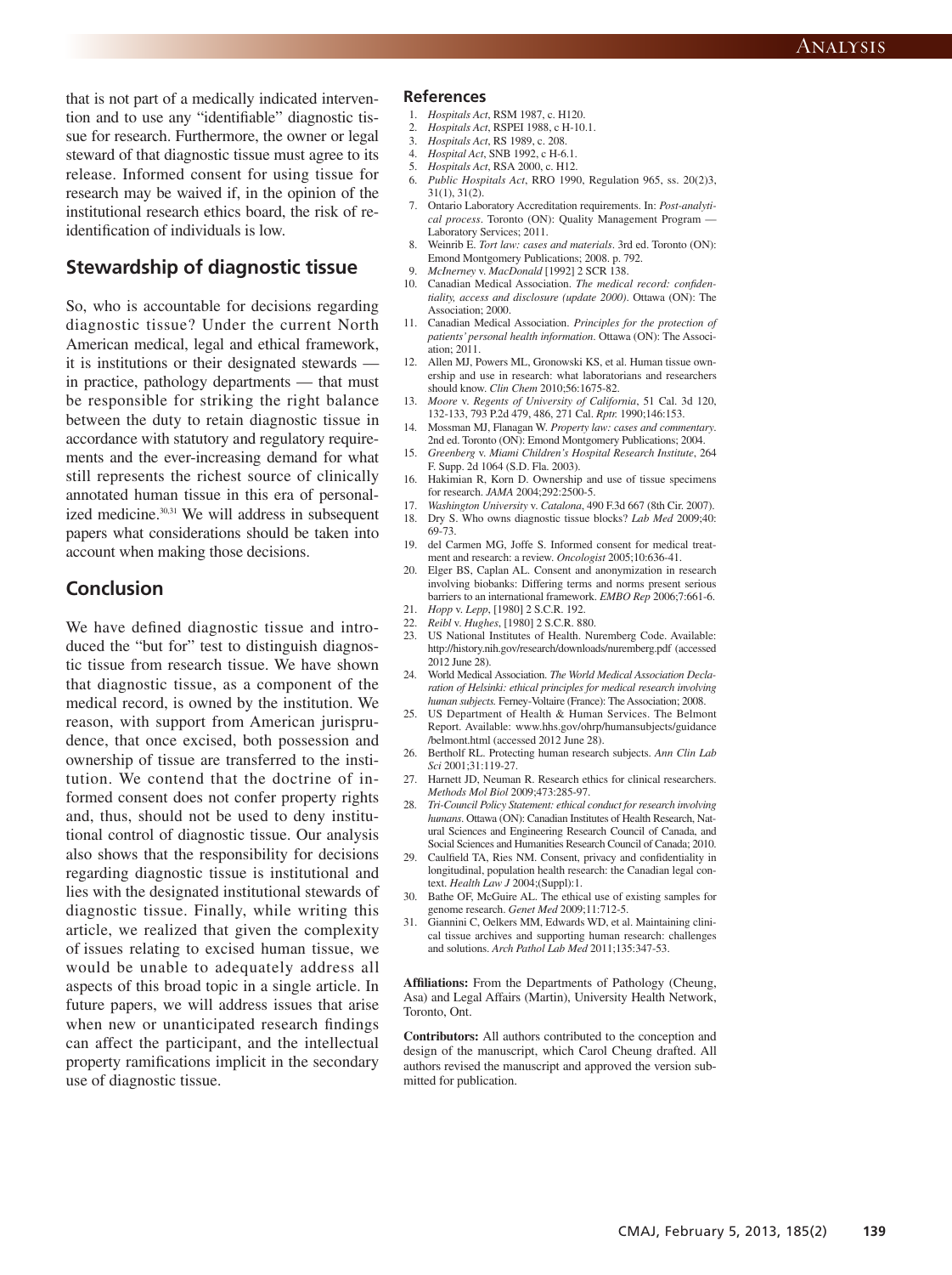that is not part of a medically indicated intervention and to use any "identifiable" diagnostic tissue for research. Furthermore, the owner or legal steward of that diagnostic tissue must agree to its release. Informed consent for using tissue for research may be waived if, in the opinion of the institutional research ethics board, the risk of re-identification of individuals is low.

## Stewardship of diagnostic tissue

So, who is accountable for decisions regarding diagnostic tissue? Under the current North American medical, legal and ethical framework, it is institutions or their designated stewards — in practice, pathology departments — that must be responsible for striking the right balance between the duty to retain diagnostic tissue in accordance with statutory and regulatory requirements and the ever-increasing demand for what still represents the richest source of clinically annotated human tissue in this era of personalized medicine.[30,31] We will address in subsequent papers what considerations should be taken into account when making those decisions.

## Conclusion

We have defined diagnostic tissue and introduced the "but for" test to distinguish diagnostic tissue from research tissue. We have shown that diagnostic tissue, as a component of the medical record, is owned by the institution. We reason, with support from American jurisprudence, that once excised, both possession and ownership of tissue are transferred to the institution. We contend that the doctrine of informed consent does not confer property rights and, thus, should not be used to deny institutional control of diagnostic tissue. Our analysis also shows that the responsibility for decisions regarding diagnostic tissue is institutional and lies with the designated institutional stewards of diagnostic tissue. Finally, while writing this article, we realized that given the complexity of issues relating to excised human tissue, we would be unable to adequately address all aspects of this broad topic in a single article. In future papers, we will address issues that arise when new or unanticipated research findings can affect the participant, and the intellectual property ramifications implicit in the secondary use of diagnostic tissue.

## References

1. *Hospitals Act*, RSM 1987, c. H120.
2. *Hospitals Act*, RSPEI 1988, c H-10.1.
3. *Hospitals Act*, RS 1989, c. 208.
4. *Hospital Act*, SNB 1992, c H-6.1.
5. *Hospitals Act*, RSA 2000, c. H12.
6. *Public Hospitals Act*, RRO 1990, Regulation 965, ss. 20(2)3, 31(1), 31(2).
7. Ontario Laboratory Accreditation requirements. In: *Post-analytical process*. Toronto (ON): Quality Management Program — Laboratory Services; 2011.
8. Weinrib E. *Tort law: cases and materials*. 3rd ed. Toronto (ON): Emond Montgomery Publications; 2008. p. 792.
9. *McInerney* v. *MacDonald* [1992] 2 SCR 138.
10. Canadian Medical Association. *The medical record: confidentiality, access and disclosure (update 2000)*. Ottawa (ON): The Association; 2000.
11. Canadian Medical Association. *Principles for the protection of patients' personal health information*. Ottawa (ON): The Association; 2011.
12. Allen MJ, Powers ML, Gronowski KS, et al. Human tissue ownership and use in research: what laboratorians and researchers should know. *Clin Chem* 2010;56:1675-82.
13. *Moore* v. *Regents of University of California*, 51 Cal. 3d 120, 132-133, 793 P.2d 479, 486, 271 Cal. *Rptr.* 1990;146:153.
14. Mossman MJ, Flanagan W. *Property law: cases and commentary*. 2nd ed. Toronto (ON): Emond Montgomery Publications; 2004.
15. *Greenberg* v. *Miami Children's Hospital Research Institute*, 264 F. Supp. 2d 1064 (S.D. Fla. 2003).
16. Hakimian R, Korn D. Ownership and use of tissue specimens for research. *JAMA* 2004;292:2500-5.
17. *Washington University* v. *Catalona*, 490 F.3d 667 (8th Cir. 2007).
18. Dry S. Who owns diagnostic tissue blocks? *Lab Med* 2009;40:69-73.
19. del Carmen MG, Joffe S. Informed consent for medical treatment and research: a review. *Oncologist* 2005;10:636-41.
20. Elger BS, Caplan AL. Consent and anonymization in research involving biobanks: Differing terms and norms present serious barriers to an international framework. *EMBO Rep* 2006;7:661-6.
21. *Hopp* v. *Lepp*, [1980] 2 S.C.R. 192.
22. *Reibl* v. *Hughes*, [1980] 2 S.C.R. 880.
23. US National Institutes of Health. Nuremberg Code. Available: http://history.nih.gov/research/downloads/nuremberg.pdf (accessed 2012 June 28).
24. World Medical Association. *The World Medical Association Declaration of Helsinki: ethical principles for medical research involving human subjects.* Ferney-Voltaire (France): The Association; 2008.
25. US Department of Health & Human Services. The Belmont Report. Available: www.hhs.gov/ohrp/humansubjects/guidance/belmont.html (accessed 2012 June 28).
26. Bertholf RL. Protecting human research subjects. *Ann Clin Lab Sci* 2001;31:119-27.
27. Harnett JD, Neuman R. Research ethics for clinical researchers. *Methods Mol Biol* 2009;473:285-97.
28. *Tri-Council Policy Statement: ethical conduct for research involving humans*. Ottawa (ON): Canadian Institutes of Health Research, Natural Sciences and Engineering Research Council of Canada, and Social Sciences and Humanities Research Council of Canada; 2010.
29. Caulfield TA, Ries NM. Consent, privacy and confidentiality in longitudinal, population health research: the Canadian legal context. *Health Law J* 2004;(Suppl):1.
30. Bathe OF, McGuire AL. The ethical use of existing samples for genome research. *Genet Med* 2009;11:712-5.
31. Giannini C, Oelkers MM, Edwards WD, et al. Maintaining clinical tissue archives and supporting human research: challenges and solutions. *Arch Pathol Lab Med* 2011;135:347-53.

**Affiliations:** From the Departments of Pathology (Cheung, Asa) and Legal Affairs (Martin), University Health Network, Toronto, Ont.

**Contributors:** All authors contributed to the conception and design of the manuscript, which Carol Cheung drafted. All authors revised the manuscript and approved the version submitted for publication.